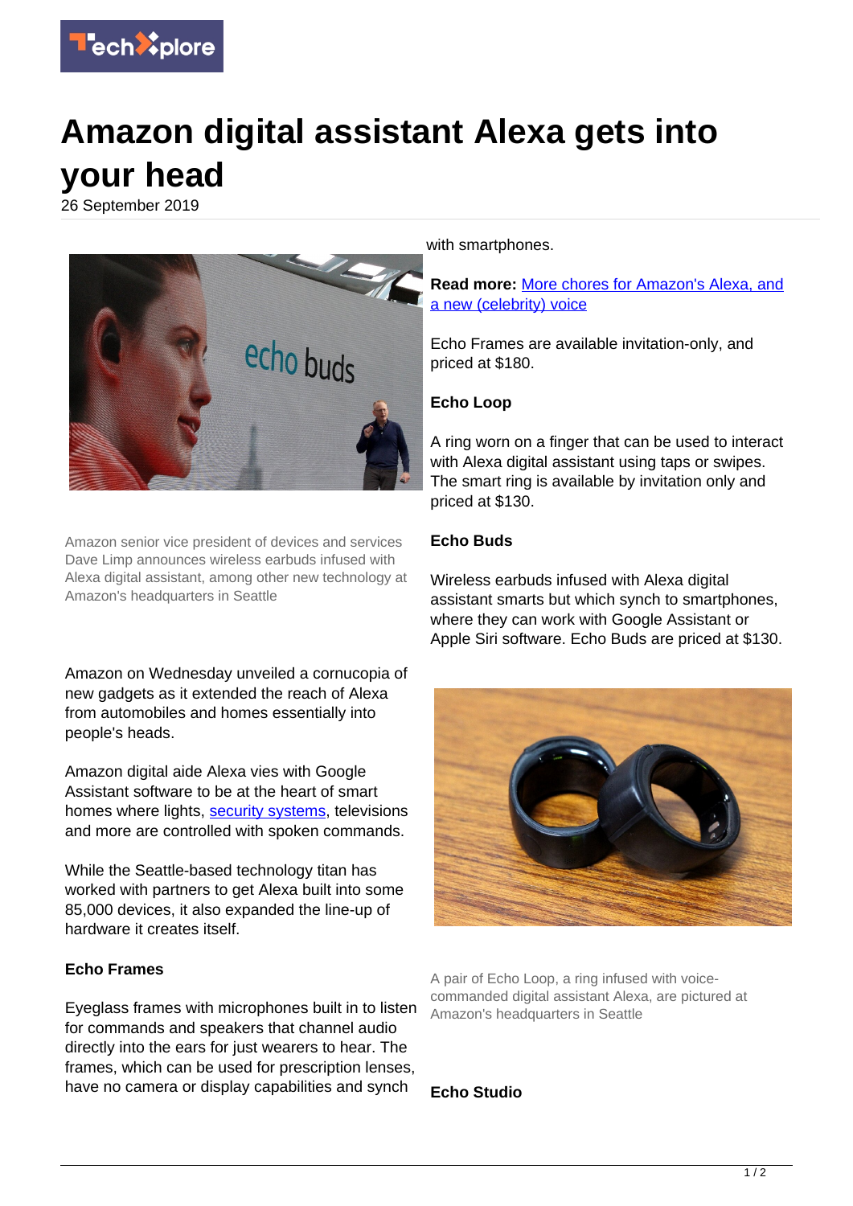# Amazon digital assistant Alexa gets into your head

26 September 2019

Amazon senior vice president of devices and services Dave Limp announces wireless earbuds infused with Alexa digital assistant, among other new technology at Amazon's headquarters in Seattle

Amazon on Wednesday unveiled a cornucopia of new gadgets as it extended the reach of Alexa from automobiles and homes essentially into people's heads.

Amazon digital aide Alexa vies with Google Assistant software to be at the heart of smart homes where lights, security systems, televisions and more are controlled with spoken commands.

While the Seattle-based technology titan has worked with partners to get Alexa built into some 85,000 devices, it also expanded the line-up of hardware it creates itself.

**Echo Frames**

Eyeglass frames with microphones built in to listen for commands and speakers that channel audio directly into the ears for just wearers to hear. The frames, which can be used for prescription lenses, have no camera or display capabilities and synch with smartphones.

**Read more:** More chores for Amazon's Alexa, and a new (celebrity) voice

Echo Frames are available invitation-only, and priced at $180.

**Echo Loop**

A ring worn on a finger that can be used to interact with Alexa digital assistant using taps or swipes. The smart ring is available by invitation only and priced at $130.

**Echo Buds**

Wireless earbuds infused with Alexa digital assistant smarts but which synch to smartphones, where they can work with Google Assistant or Apple Siri software. Echo Buds are priced at $130.

A pair of Echo Loop, a ring infused with voice-commanded digital assistant Alexa, are pictured at Amazon's headquarters in Seattle

**Echo Studio**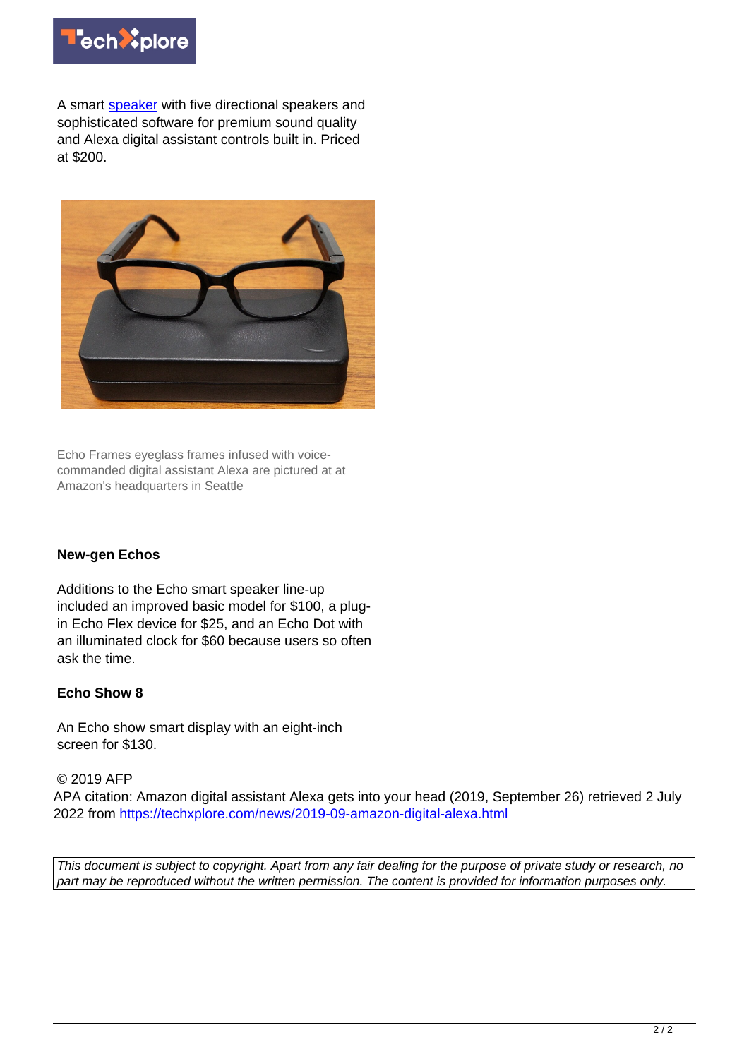A smart speaker with five directional speakers and sophisticated software for premium sound quality and Alexa digital assistant controls built in. Priced at $200.

Echo Frames eyeglass frames infused with voice-commanded digital assistant Alexa are pictured at at Amazon's headquarters in Seattle

**New-gen Echos**

Additions to the Echo smart speaker line-up included an improved basic model for $100, a plug-in Echo Flex device for $25, and an Echo Dot with an illuminated clock for $60 because users so often ask the time.

**Echo Show 8**

An Echo show smart display with an eight-inch screen for $130.

© 2019 AFP

APA citation: Amazon digital assistant Alexa gets into your head (2019, September 26) retrieved 2 July 2022 from https://techxplore.com/news/2019-09-amazon-digital-alexa.html

*This document is subject to copyright. Apart from any fair dealing for the purpose of private study or research, no part may be reproduced without the written permission. The content is provided for information purposes only.*